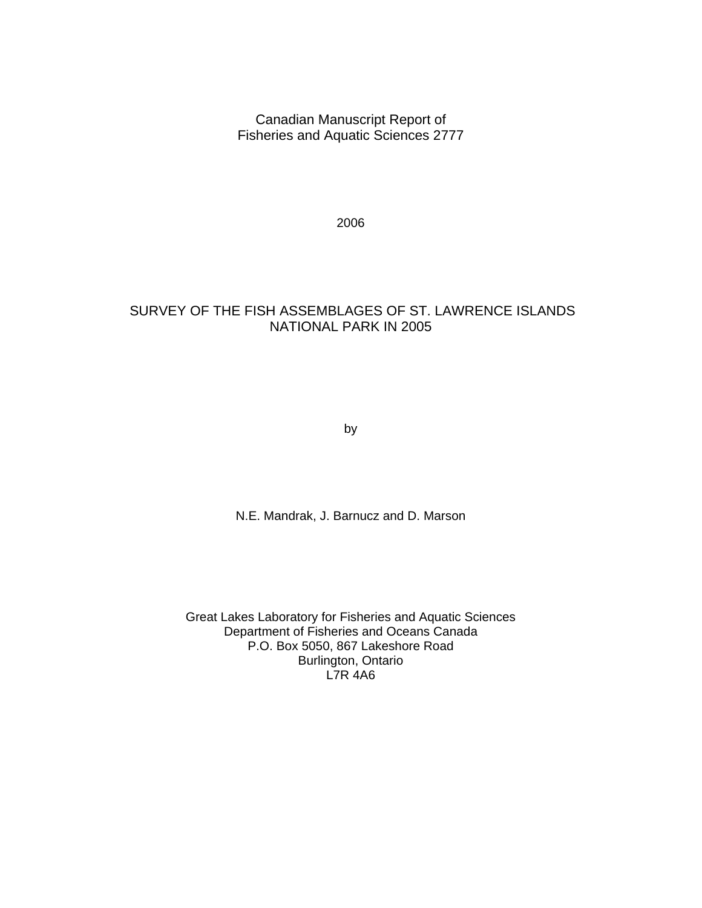Canadian Manuscript Report of
Fisheries and Aquatic Sciences 2777

2006

# SURVEY OF THE FISH ASSEMBLAGES OF ST. LAWRENCE ISLANDS NATIONAL PARK IN 2005

by

N.E. Mandrak, J. Barnucz and D. Marson

Great Lakes Laboratory for Fisheries and Aquatic Sciences
Department of Fisheries and Oceans Canada
P.O. Box 5050, 867 Lakeshore Road
Burlington, Ontario
L7R 4A6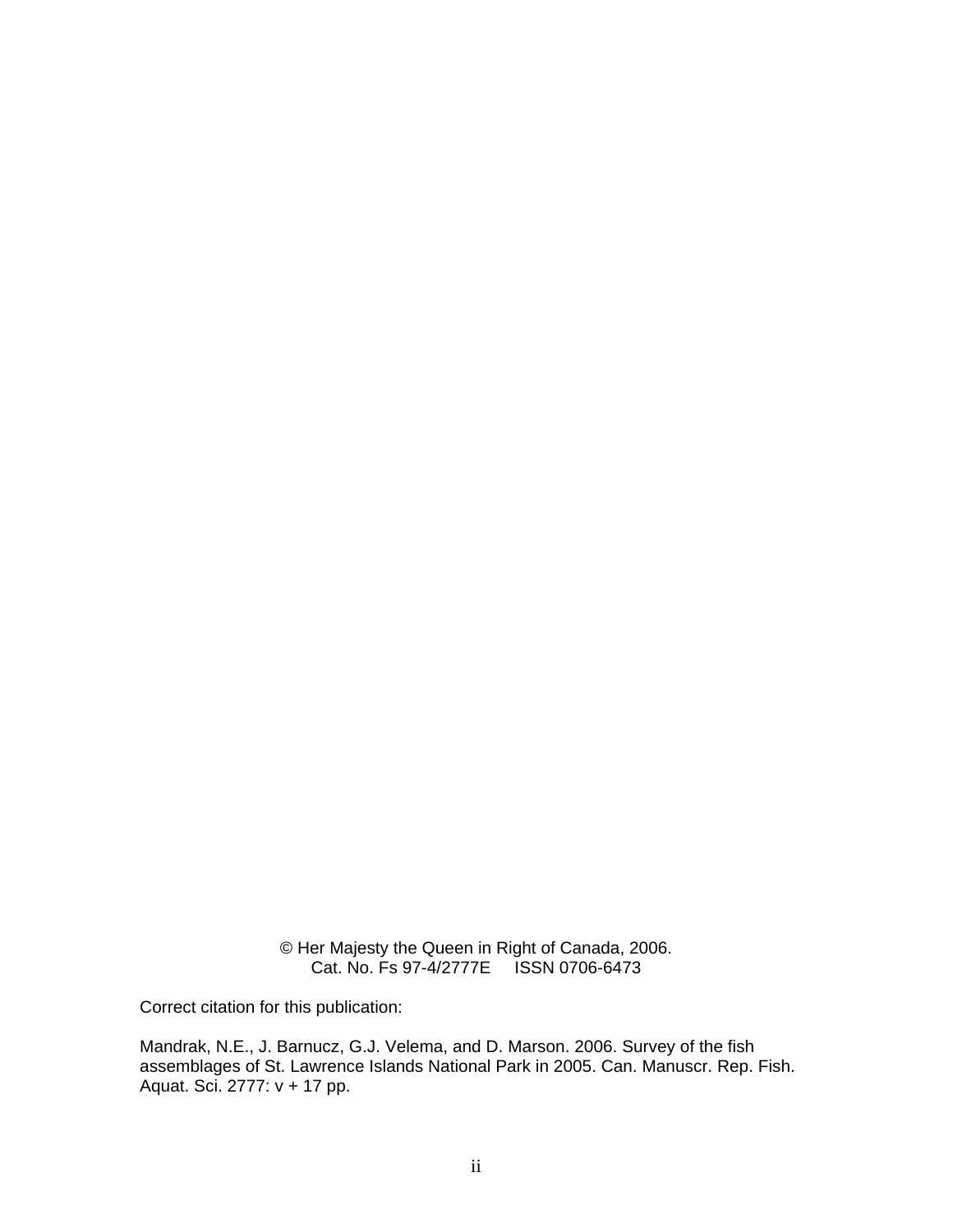© Her Majesty the Queen in Right of Canada, 2006.
Cat. No. Fs 97-4/2777E ISSN 0706-6473

Correct citation for this publication:

Mandrak, N.E., J. Barnucz, G.J. Velema, and D. Marson. 2006. Survey of the fish assemblages of St. Lawrence Islands National Park in 2005. Can. Manuscr. Rep. Fish. Aquat. Sci. 2777: v + 17 pp.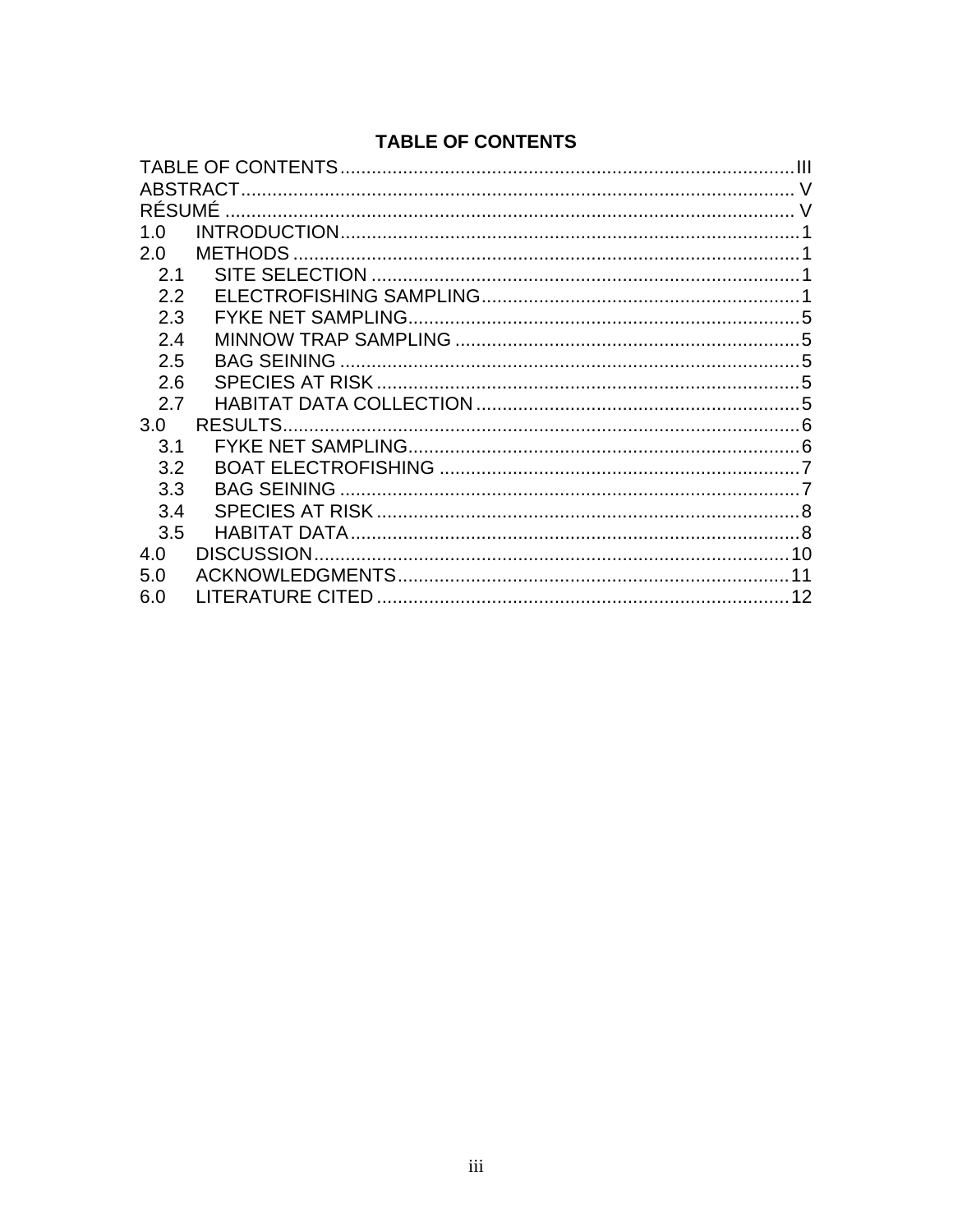# TABLE OF CONTENTS

TABLE OF CONTENTS ..... III
ABSTRACT ..... V
RÉSUMÉ ..... V
1.0 INTRODUCTION ..... 1
2.0 METHODS ..... 1
  2.1 SITE SELECTION ..... 1
  2.2 ELECTROFISHING SAMPLING ..... 1
  2.3 FYKE NET SAMPLING ..... 5
  2.4 MINNOW TRAP SAMPLING ..... 5
  2.5 BAG SEINING ..... 5
  2.6 SPECIES AT RISK ..... 5
  2.7 HABITAT DATA COLLECTION ..... 5
3.0 RESULTS ..... 6
  3.1 FYKE NET SAMPLING ..... 6
  3.2 BOAT ELECTROFISHING ..... 7
  3.3 BAG SEINING ..... 7
  3.4 SPECIES AT RISK ..... 8
  3.5 HABITAT DATA ..... 8
4.0 DISCUSSION ..... 10
5.0 ACKNOWLEDGMENTS ..... 11
6.0 LITERATURE CITED ..... 12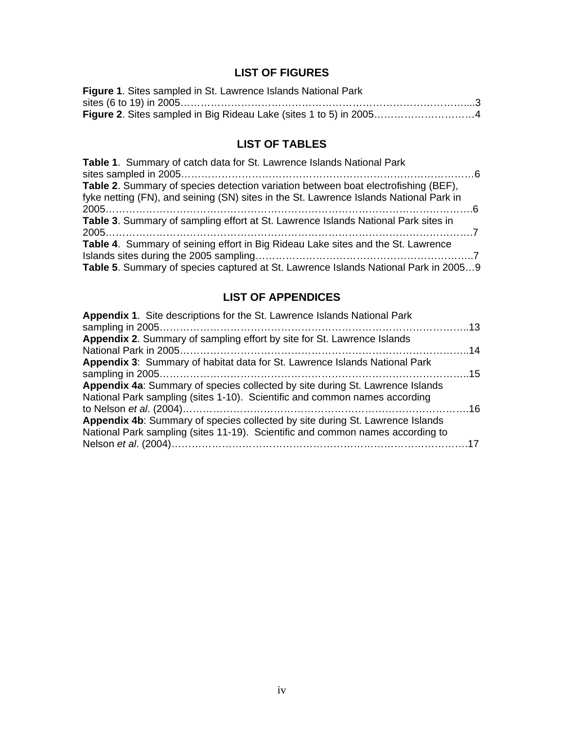## LIST OF FIGURES

**Figure 1**. Sites sampled in St. Lawrence Islands National Park sites (6 to 19) in 2005……………………………………………………………………………....3

**Figure 2**. Sites sampled in Big Rideau Lake (sites 1 to 5) in 2005…………………………4

## LIST OF TABLES

**Table 1**. Summary of catch data for St. Lawrence Islands National Park sites sampled in 2005…………………………………………………………………………6

**Table 2**. Summary of species detection variation between boat electrofishing (BEF), fyke netting (FN), and seining (SN) sites in the St. Lawrence Islands National Park in 2005……………………………………………………………………………………………6

**Table 3**. Summary of sampling effort at St. Lawrence Islands National Park sites in 2005……………………………………………………………………………………………7

**Table 4**. Summary of seining effort in Big Rideau Lake sites and the St. Lawrence Islands sites during the 2005 sampling………………………………………………………..7

**Table 5**. Summary of species captured at St. Lawrence Islands National Park in 2005…9

## LIST OF APPENDICES

**Appendix 1**. Site descriptions for the St. Lawrence Islands National Park sampling in 2005………………………………………………………………………………..13

**Appendix 2**. Summary of sampling effort by site for St. Lawrence Islands National Park in 2005…………………………………………………………………………..14

**Appendix 3**: Summary of habitat data for St. Lawrence Islands National Park sampling in 2005………………………………………………………………………………..15

**Appendix 4a**: Summary of species collected by site during St. Lawrence Islands National Park sampling (sites 1-10). Scientific and common names according to Nelson *et al*. (2004)…………………………………………………………………………16

**Appendix 4b**: Summary of species collected by site during St. Lawrence Islands National Park sampling (sites 11-19). Scientific and common names according to Nelson *et al*. (2004)…………………………………………………………………………….17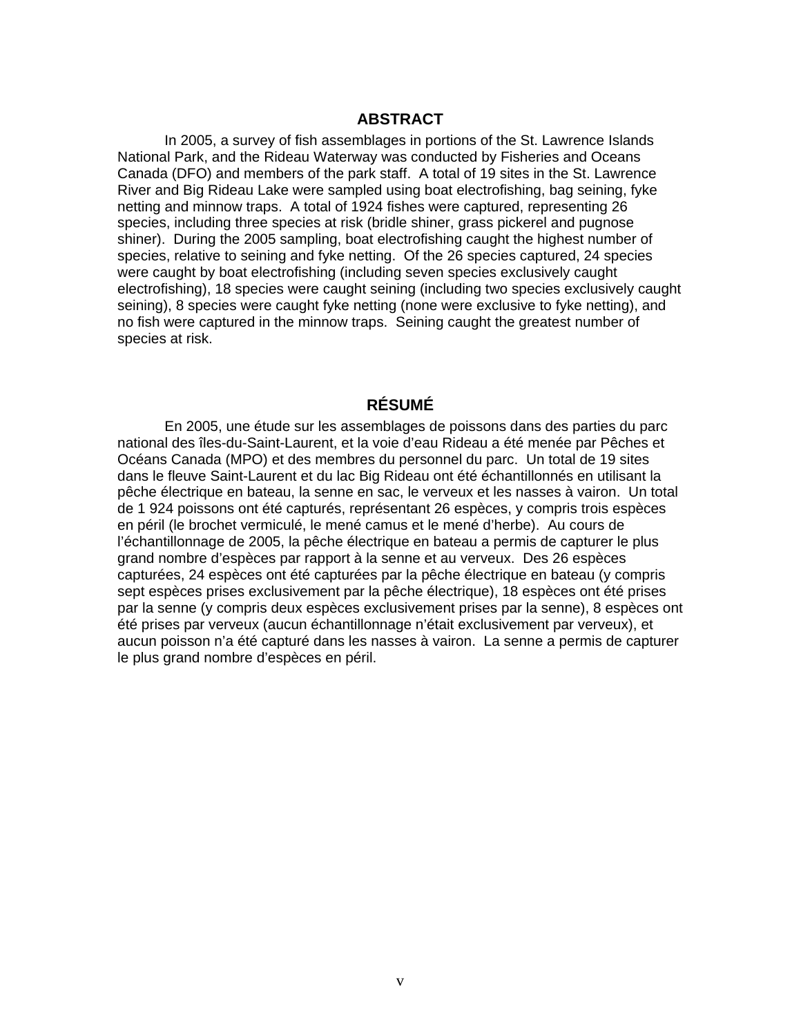## ABSTRACT

In 2005, a survey of fish assemblages in portions of the St. Lawrence Islands National Park, and the Rideau Waterway was conducted by Fisheries and Oceans Canada (DFO) and members of the park staff. A total of 19 sites in the St. Lawrence River and Big Rideau Lake were sampled using boat electrofishing, bag seining, fyke netting and minnow traps. A total of 1924 fishes were captured, representing 26 species, including three species at risk (bridle shiner, grass pickerel and pugnose shiner). During the 2005 sampling, boat electrofishing caught the highest number of species, relative to seining and fyke netting. Of the 26 species captured, 24 species were caught by boat electrofishing (including seven species exclusively caught electrofishing), 18 species were caught seining (including two species exclusively caught seining), 8 species were caught fyke netting (none were exclusive to fyke netting), and no fish were captured in the minnow traps. Seining caught the greatest number of species at risk.

## RÉSUMÉ

En 2005, une étude sur les assemblages de poissons dans des parties du parc national des îles-du-Saint-Laurent, et la voie d'eau Rideau a été menée par Pêches et Océans Canada (MPO) et des membres du personnel du parc. Un total de 19 sites dans le fleuve Saint-Laurent et du lac Big Rideau ont été échantillonnés en utilisant la pêche électrique en bateau, la senne en sac, le verveux et les nasses à vairon. Un total de 1 924 poissons ont été capturés, représentant 26 espèces, y compris trois espèces en péril (le brochet vermiculé, le mené camus et le mené d'herbe). Au cours de l'échantillonnage de 2005, la pêche électrique en bateau a permis de capturer le plus grand nombre d'espèces par rapport à la senne et au verveux. Des 26 espèces capturées, 24 espèces ont été capturées par la pêche électrique en bateau (y compris sept espèces prises exclusivement par la pêche électrique), 18 espèces ont été prises par la senne (y compris deux espèces exclusivement prises par la senne), 8 espèces ont été prises par verveux (aucun échantillonnage n'était exclusivement par verveux), et aucun poisson n'a été capturé dans les nasses à vairon. La senne a permis de capturer le plus grand nombre d'espèces en péril.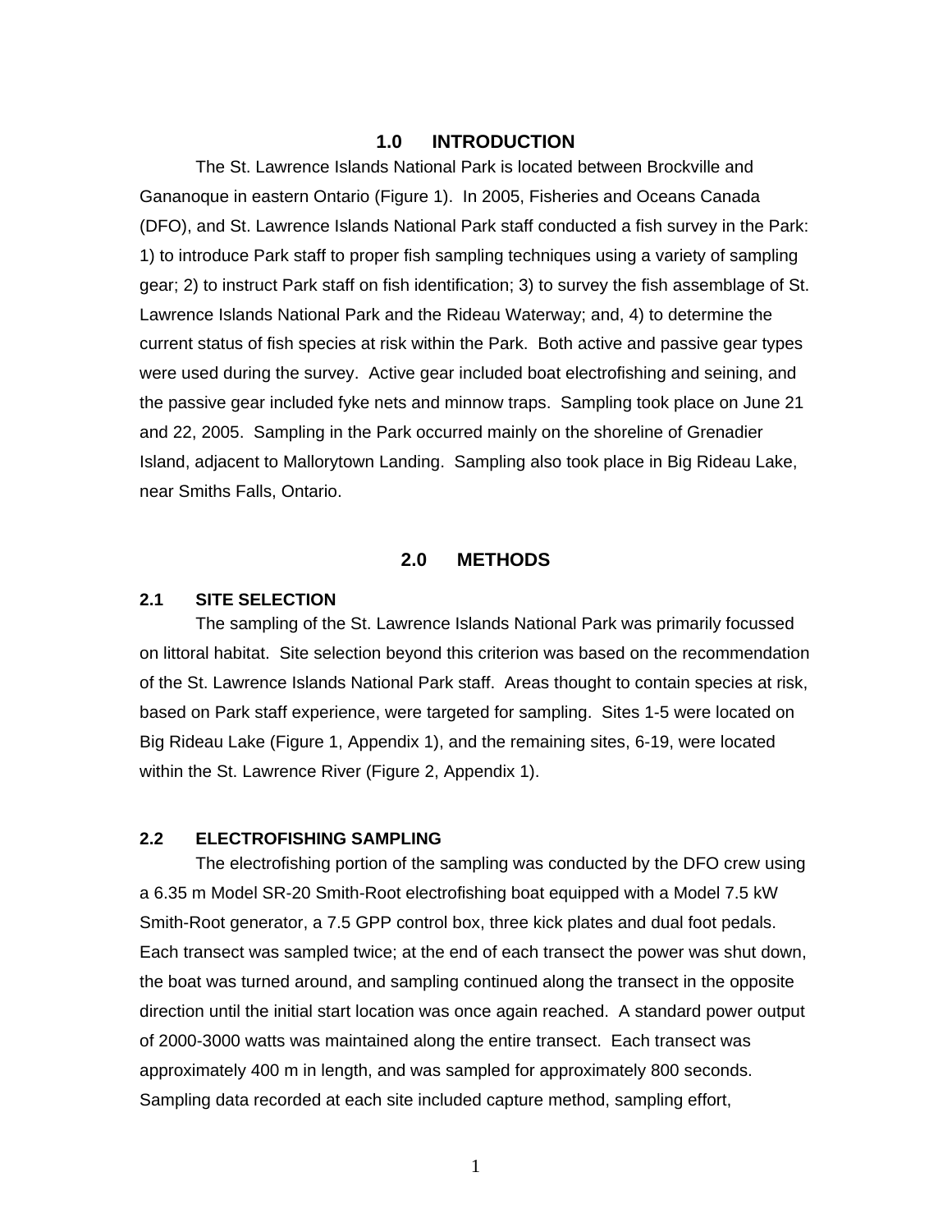# 1.0 INTRODUCTION

The St. Lawrence Islands National Park is located between Brockville and Gananoque in eastern Ontario (Figure 1). In 2005, Fisheries and Oceans Canada (DFO), and St. Lawrence Islands National Park staff conducted a fish survey in the Park: 1) to introduce Park staff to proper fish sampling techniques using a variety of sampling gear; 2) to instruct Park staff on fish identification; 3) to survey the fish assemblage of St. Lawrence Islands National Park and the Rideau Waterway; and, 4) to determine the current status of fish species at risk within the Park. Both active and passive gear types were used during the survey. Active gear included boat electrofishing and seining, and the passive gear included fyke nets and minnow traps. Sampling took place on June 21 and 22, 2005. Sampling in the Park occurred mainly on the shoreline of Grenadier Island, adjacent to Mallorytown Landing. Sampling also took place in Big Rideau Lake, near Smiths Falls, Ontario.

# 2.0 METHODS

## 2.1 SITE SELECTION

The sampling of the St. Lawrence Islands National Park was primarily focussed on littoral habitat. Site selection beyond this criterion was based on the recommendation of the St. Lawrence Islands National Park staff. Areas thought to contain species at risk, based on Park staff experience, were targeted for sampling. Sites 1-5 were located on Big Rideau Lake (Figure 1, Appendix 1), and the remaining sites, 6-19, were located within the St. Lawrence River (Figure 2, Appendix 1).

## 2.2 ELECTROFISHING SAMPLING

The electrofishing portion of the sampling was conducted by the DFO crew using a 6.35 m Model SR-20 Smith-Root electrofishing boat equipped with a Model 7.5 kW Smith-Root generator, a 7.5 GPP control box, three kick plates and dual foot pedals. Each transect was sampled twice; at the end of each transect the power was shut down, the boat was turned around, and sampling continued along the transect in the opposite direction until the initial start location was once again reached. A standard power output of 2000-3000 watts was maintained along the entire transect. Each transect was approximately 400 m in length, and was sampled for approximately 800 seconds. Sampling data recorded at each site included capture method, sampling effort,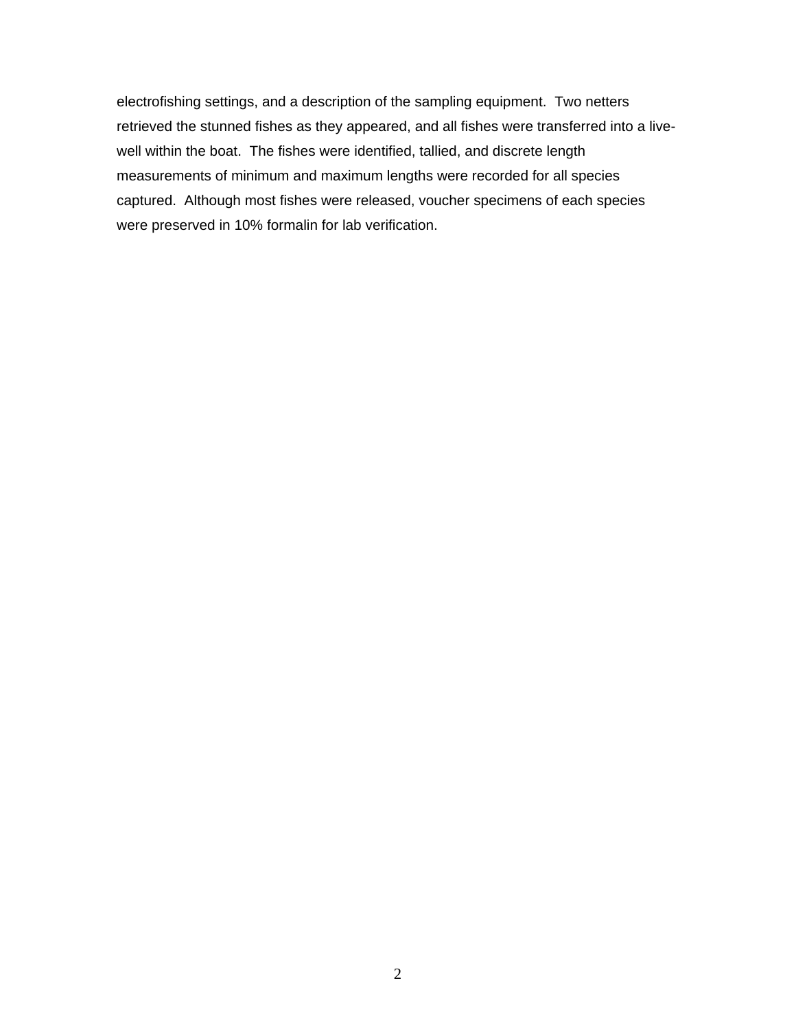electrofishing settings, and a description of the sampling equipment. Two netters retrieved the stunned fishes as they appeared, and all fishes were transferred into a live-well within the boat. The fishes were identified, tallied, and discrete length measurements of minimum and maximum lengths were recorded for all species captured. Although most fishes were released, voucher specimens of each species were preserved in 10% formalin for lab verification.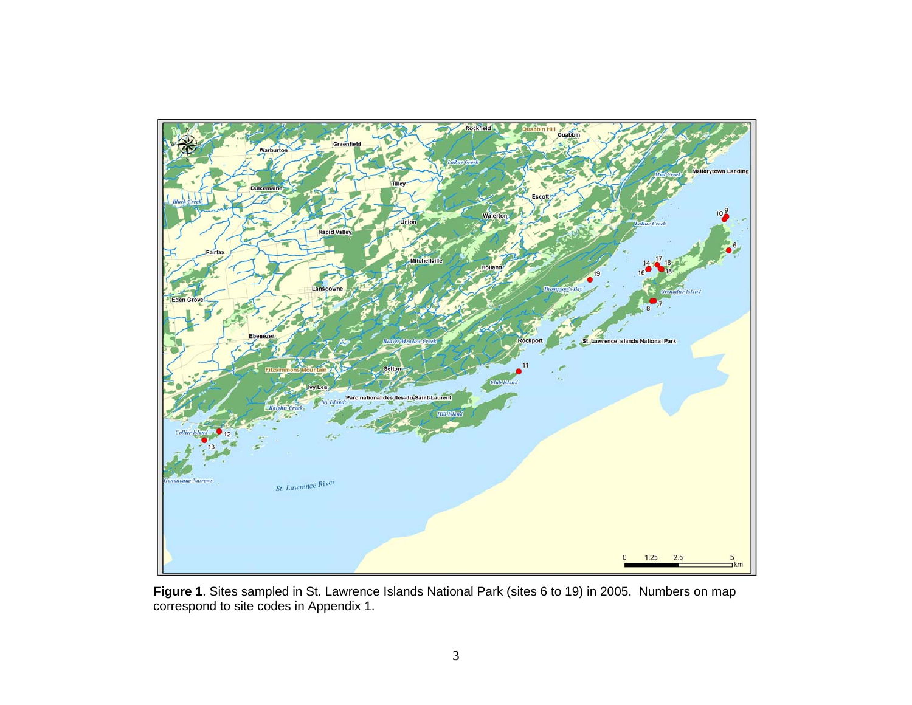**Figure 1**. Sites sampled in St. Lawrence Islands National Park (sites 6 to 19) in 2005. Numbers on map correspond to site codes in Appendix 1.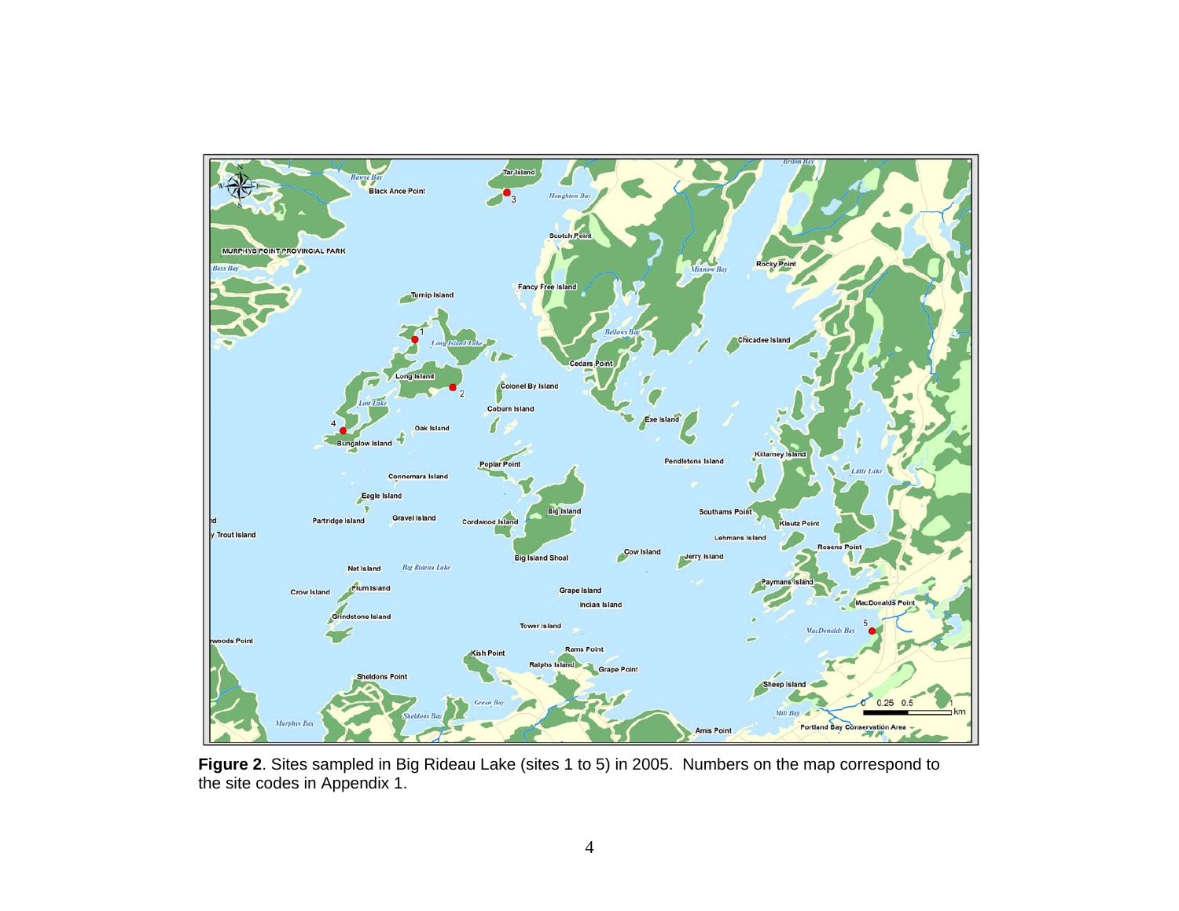**Figure 2**. Sites sampled in Big Rideau Lake (sites 1 to 5) in 2005. Numbers on the map correspond to the site codes in Appendix 1.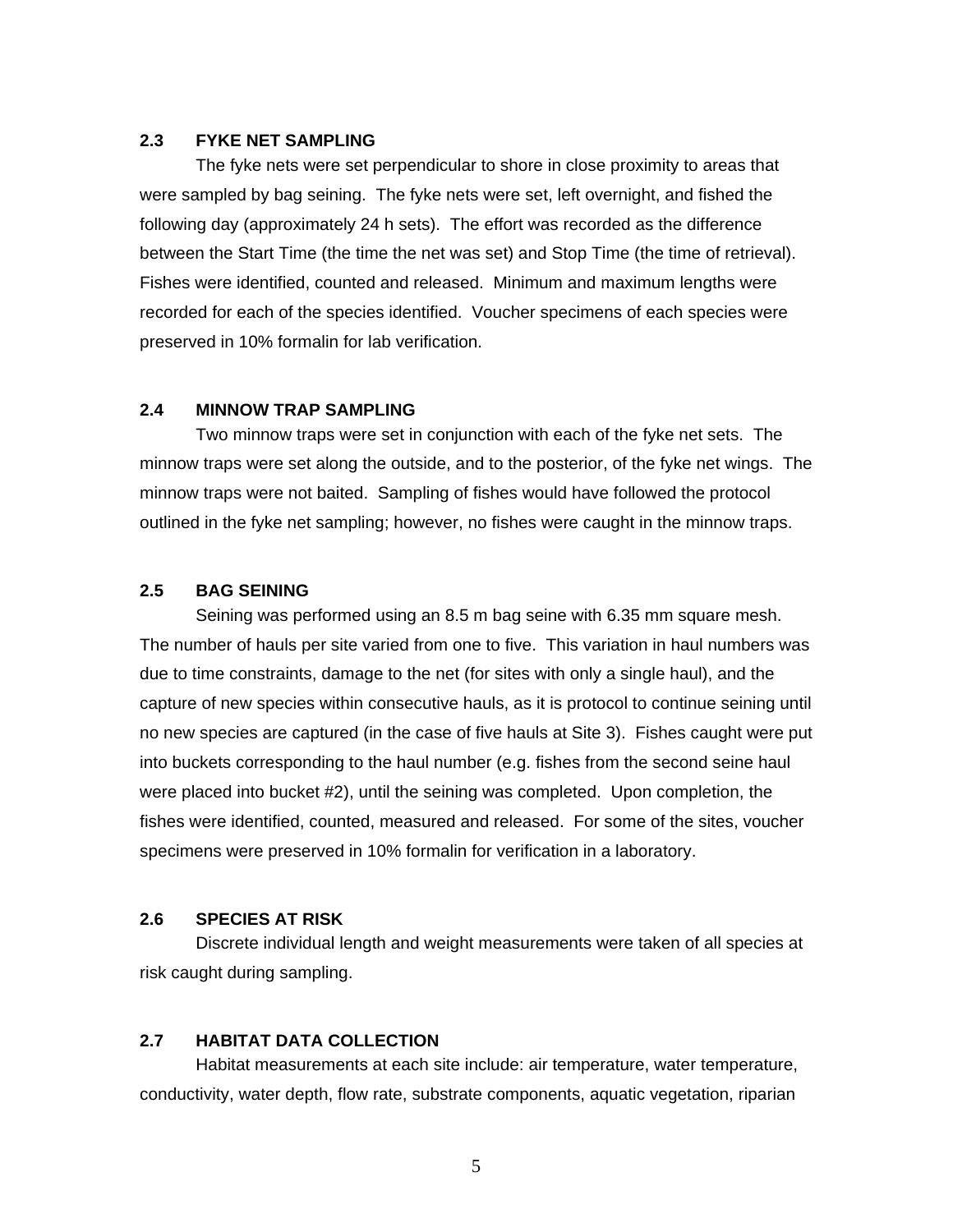### 2.3 FYKE NET SAMPLING

The fyke nets were set perpendicular to shore in close proximity to areas that were sampled by bag seining. The fyke nets were set, left overnight, and fished the following day (approximately 24 h sets). The effort was recorded as the difference between the Start Time (the time the net was set) and Stop Time (the time of retrieval). Fishes were identified, counted and released. Minimum and maximum lengths were recorded for each of the species identified. Voucher specimens of each species were preserved in 10% formalin for lab verification.

### 2.4 MINNOW TRAP SAMPLING

Two minnow traps were set in conjunction with each of the fyke net sets. The minnow traps were set along the outside, and to the posterior, of the fyke net wings. The minnow traps were not baited. Sampling of fishes would have followed the protocol outlined in the fyke net sampling; however, no fishes were caught in the minnow traps.

### 2.5 BAG SEINING

Seining was performed using an 8.5 m bag seine with 6.35 mm square mesh. The number of hauls per site varied from one to five. This variation in haul numbers was due to time constraints, damage to the net (for sites with only a single haul), and the capture of new species within consecutive hauls, as it is protocol to continue seining until no new species are captured (in the case of five hauls at Site 3). Fishes caught were put into buckets corresponding to the haul number (e.g. fishes from the second seine haul were placed into bucket #2), until the seining was completed. Upon completion, the fishes were identified, counted, measured and released. For some of the sites, voucher specimens were preserved in 10% formalin for verification in a laboratory.

### 2.6 SPECIES AT RISK

Discrete individual length and weight measurements were taken of all species at risk caught during sampling.

### 2.7 HABITAT DATA COLLECTION

Habitat measurements at each site include: air temperature, water temperature, conductivity, water depth, flow rate, substrate components, aquatic vegetation, riparian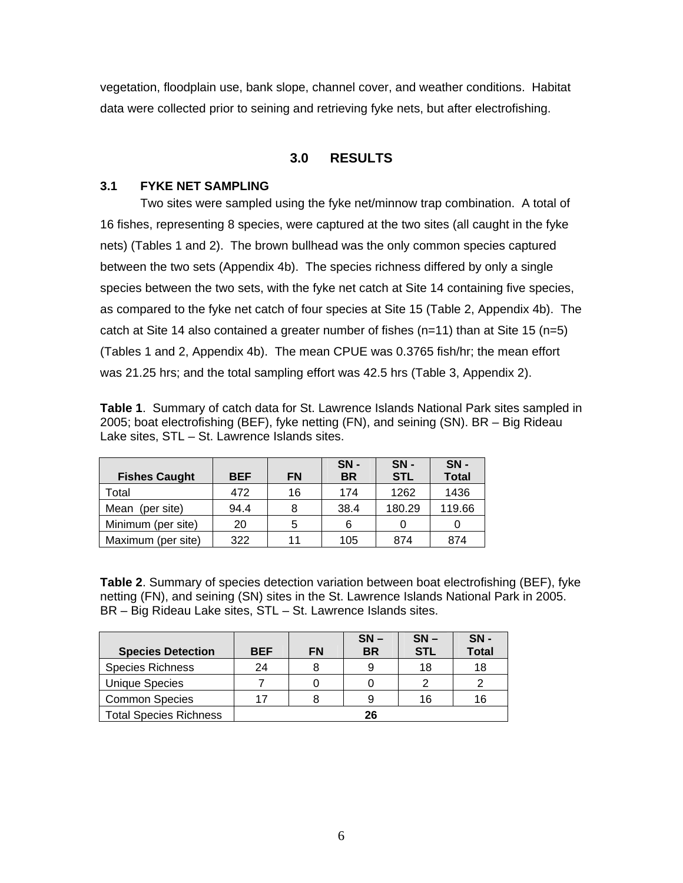vegetation, floodplain use, bank slope, channel cover, and weather conditions. Habitat data were collected prior to seining and retrieving fyke nets, but after electrofishing.

# 3.0 RESULTS

## 3.1 FYKE NET SAMPLING

Two sites were sampled using the fyke net/minnow trap combination. A total of 16 fishes, representing 8 species, were captured at the two sites (all caught in the fyke nets) (Tables 1 and 2). The brown bullhead was the only common species captured between the two sets (Appendix 4b). The species richness differed by only a single species between the two sets, with the fyke net catch at Site 14 containing five species, as compared to the fyke net catch of four species at Site 15 (Table 2, Appendix 4b). The catch at Site 14 also contained a greater number of fishes (n=11) than at Site 15 (n=5) (Tables 1 and 2, Appendix 4b). The mean CPUE was 0.3765 fish/hr; the mean effort was 21.25 hrs; and the total sampling effort was 42.5 hrs (Table 3, Appendix 2).

**Table 1**. Summary of catch data for St. Lawrence Islands National Park sites sampled in 2005; boat electrofishing (BEF), fyke netting (FN), and seining (SN). BR – Big Rideau Lake sites, STL – St. Lawrence Islands sites.

| Fishes Caught | BEF | FN | SN - BR | SN - STL | SN - Total |
|---|---|---|---|---|---|
| Total | 472 | 16 | 174 | 1262 | 1436 |
| Mean (per site) | 94.4 | 8 | 38.4 | 180.29 | 119.66 |
| Minimum (per site) | 20 | 5 | 6 | 0 | 0 |
| Maximum (per site) | 322 | 11 | 105 | 874 | 874 |

**Table 2**. Summary of species detection variation between boat electrofishing (BEF), fyke netting (FN), and seining (SN) sites in the St. Lawrence Islands National Park in 2005. BR – Big Rideau Lake sites, STL – St. Lawrence Islands sites.

| Species Detection | BEF | FN | SN – BR | SN – STL | SN - Total |
|---|---|---|---|---|---|
| Species Richness | 24 | 8 | 9 | 18 | 18 |
| Unique Species | 7 | 0 | 0 | 2 | 2 |
| Common Species | 17 | 8 | 9 | 16 | 16 |
| Total Species Richness | **26** | | | | |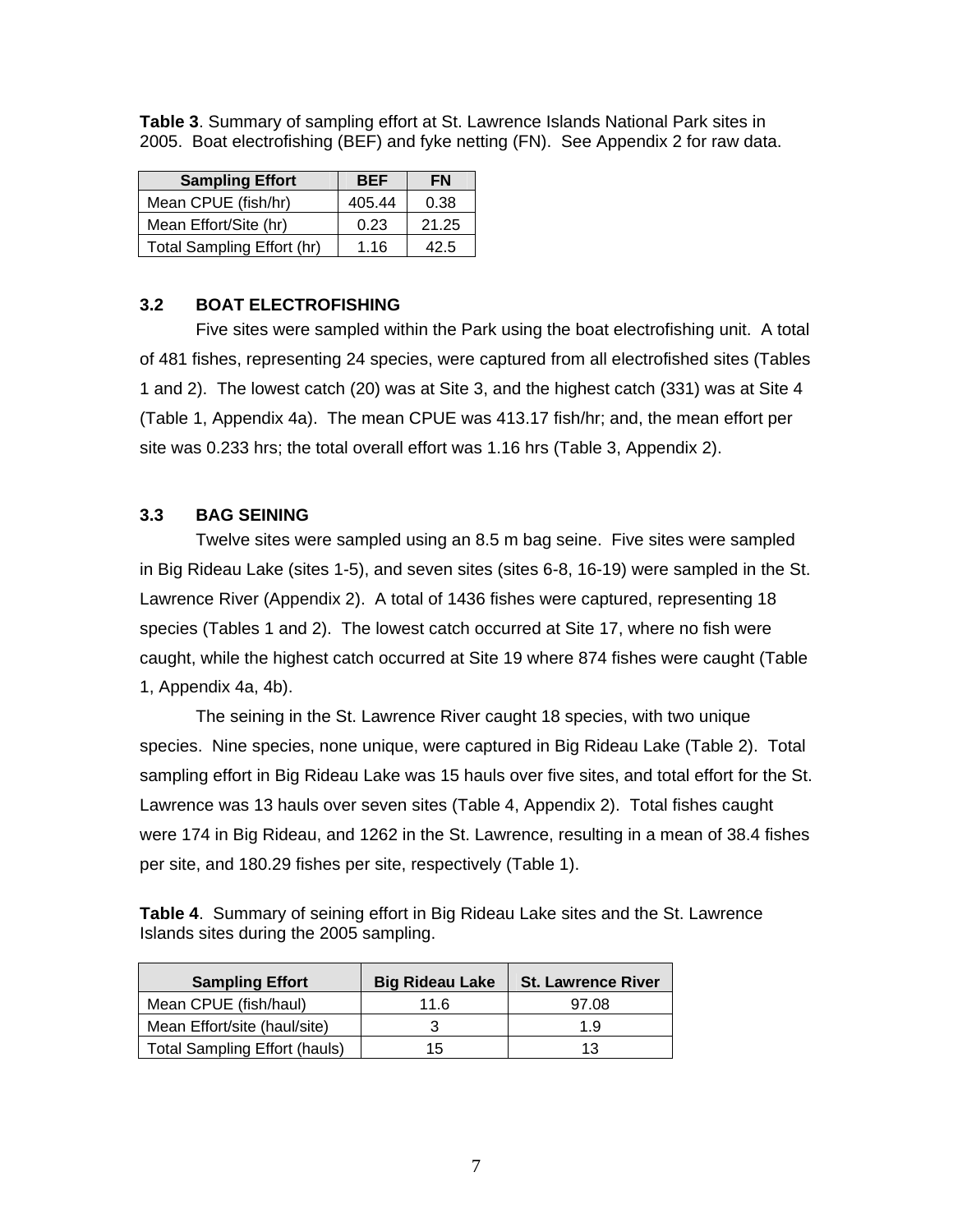**Table 3**. Summary of sampling effort at St. Lawrence Islands National Park sites in 2005. Boat electrofishing (BEF) and fyke netting (FN). See Appendix 2 for raw data.

| Sampling Effort | BEF | FN |
|---|---|---|
| Mean CPUE (fish/hr) | 405.44 | 0.38 |
| Mean Effort/Site (hr) | 0.23 | 21.25 |
| Total Sampling Effort (hr) | 1.16 | 42.5 |

### 3.2 BOAT ELECTROFISHING

Five sites were sampled within the Park using the boat electrofishing unit. A total of 481 fishes, representing 24 species, were captured from all electrofished sites (Tables 1 and 2). The lowest catch (20) was at Site 3, and the highest catch (331) was at Site 4 (Table 1, Appendix 4a). The mean CPUE was 413.17 fish/hr; and, the mean effort per site was 0.233 hrs; the total overall effort was 1.16 hrs (Table 3, Appendix 2).

### 3.3 BAG SEINING

Twelve sites were sampled using an 8.5 m bag seine. Five sites were sampled in Big Rideau Lake (sites 1-5), and seven sites (sites 6-8, 16-19) were sampled in the St. Lawrence River (Appendix 2). A total of 1436 fishes were captured, representing 18 species (Tables 1 and 2). The lowest catch occurred at Site 17, where no fish were caught, while the highest catch occurred at Site 19 where 874 fishes were caught (Table 1, Appendix 4a, 4b).

The seining in the St. Lawrence River caught 18 species, with two unique species. Nine species, none unique, were captured in Big Rideau Lake (Table 2). Total sampling effort in Big Rideau Lake was 15 hauls over five sites, and total effort for the St. Lawrence was 13 hauls over seven sites (Table 4, Appendix 2). Total fishes caught were 174 in Big Rideau, and 1262 in the St. Lawrence, resulting in a mean of 38.4 fishes per site, and 180.29 fishes per site, respectively (Table 1).

**Table 4**. Summary of seining effort in Big Rideau Lake sites and the St. Lawrence Islands sites during the 2005 sampling.

| Sampling Effort | Big Rideau Lake | St. Lawrence River |
|---|---|---|
| Mean CPUE (fish/haul) | 11.6 | 97.08 |
| Mean Effort/site (haul/site) | 3 | 1.9 |
| Total Sampling Effort (hauls) | 15 | 13 |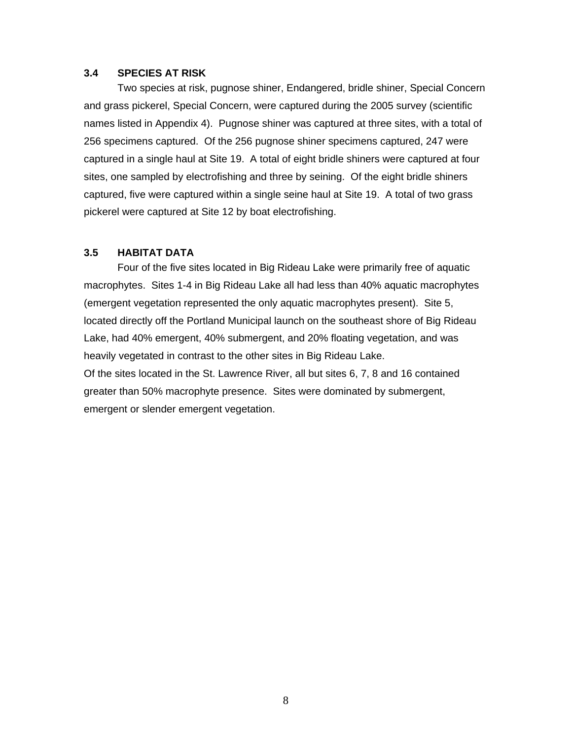### 3.4 SPECIES AT RISK

Two species at risk, pugnose shiner, Endangered, bridle shiner, Special Concern and grass pickerel, Special Concern, were captured during the 2005 survey (scientific names listed in Appendix 4). Pugnose shiner was captured at three sites, with a total of 256 specimens captured. Of the 256 pugnose shiner specimens captured, 247 were captured in a single haul at Site 19. A total of eight bridle shiners were captured at four sites, one sampled by electrofishing and three by seining. Of the eight bridle shiners captured, five were captured within a single seine haul at Site 19. A total of two grass pickerel were captured at Site 12 by boat electrofishing.

### 3.5 HABITAT DATA

Four of the five sites located in Big Rideau Lake were primarily free of aquatic macrophytes. Sites 1-4 in Big Rideau Lake all had less than 40% aquatic macrophytes (emergent vegetation represented the only aquatic macrophytes present). Site 5, located directly off the Portland Municipal launch on the southeast shore of Big Rideau Lake, had 40% emergent, 40% submergent, and 20% floating vegetation, and was heavily vegetated in contrast to the other sites in Big Rideau Lake.

Of the sites located in the St. Lawrence River, all but sites 6, 7, 8 and 16 contained greater than 50% macrophyte presence. Sites were dominated by submergent, emergent or slender emergent vegetation.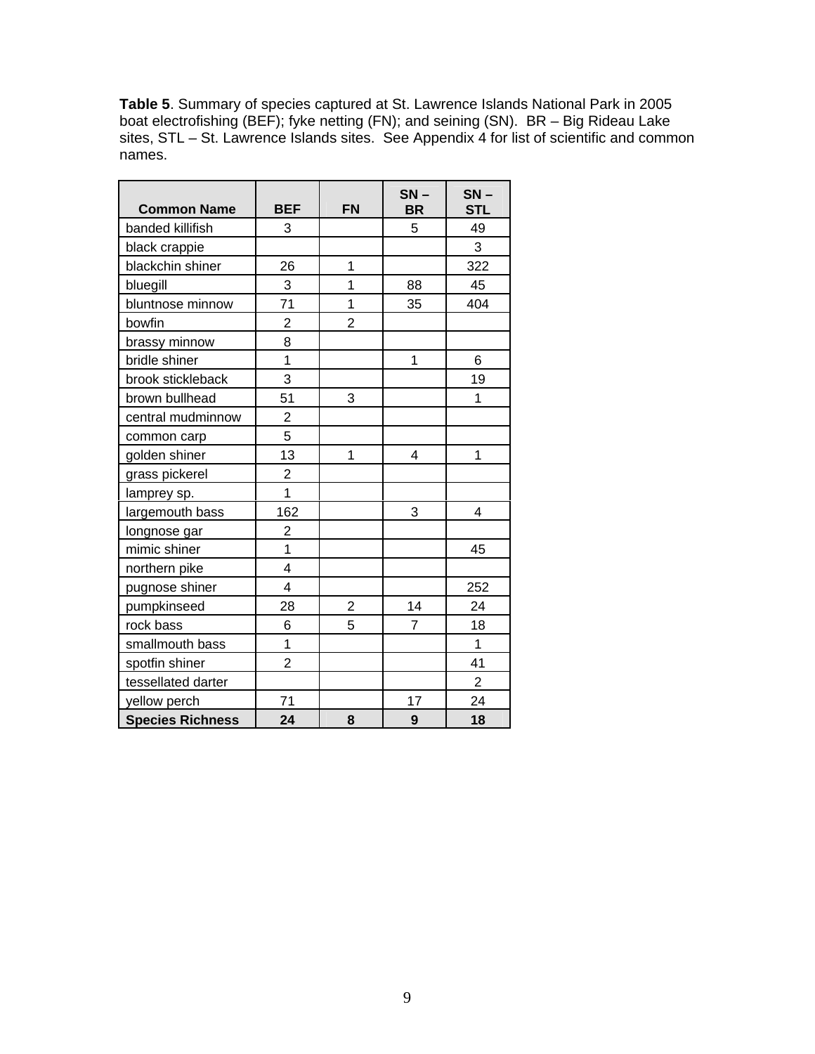**Table 5**. Summary of species captured at St. Lawrence Islands National Park in 2005 boat electrofishing (BEF); fyke netting (FN); and seining (SN). BR – Big Rideau Lake sites, STL – St. Lawrence Islands sites. See Appendix 4 for list of scientific and common names.

| Common Name | BEF | FN | SN – BR | SN – STL |
|---|---|---|---|---|
| banded killifish | 3 | | 5 | 49 |
| black crappie | | | | 3 |
| blackchin shiner | 26 | 1 | | 322 |
| bluegill | 3 | 1 | 88 | 45 |
| bluntnose minnow | 71 | 1 | 35 | 404 |
| bowfin | 2 | 2 | | |
| brassy minnow | 8 | | | |
| bridle shiner | 1 | | 1 | 6 |
| brook stickleback | 3 | | | 19 |
| brown bullhead | 51 | 3 | | 1 |
| central mudminnow | 2 | | | |
| common carp | 5 | | | |
| golden shiner | 13 | 1 | 4 | 1 |
| grass pickerel | 2 | | | |
| lamprey sp. | 1 | | | |
| largemouth bass | 162 | | 3 | 4 |
| longnose gar | 2 | | | |
| mimic shiner | 1 | | | 45 |
| northern pike | 4 | | | |
| pugnose shiner | 4 | | | 252 |
| pumpkinseed | 28 | 2 | 14 | 24 |
| rock bass | 6 | 5 | 7 | 18 |
| smallmouth bass | 1 | | | 1 |
| spotfin shiner | 2 | | | 41 |
| tessellated darter | | | | 2 |
| yellow perch | 71 | | 17 | 24 |
| **Species Richness** | **24** | **8** | **9** | **18** |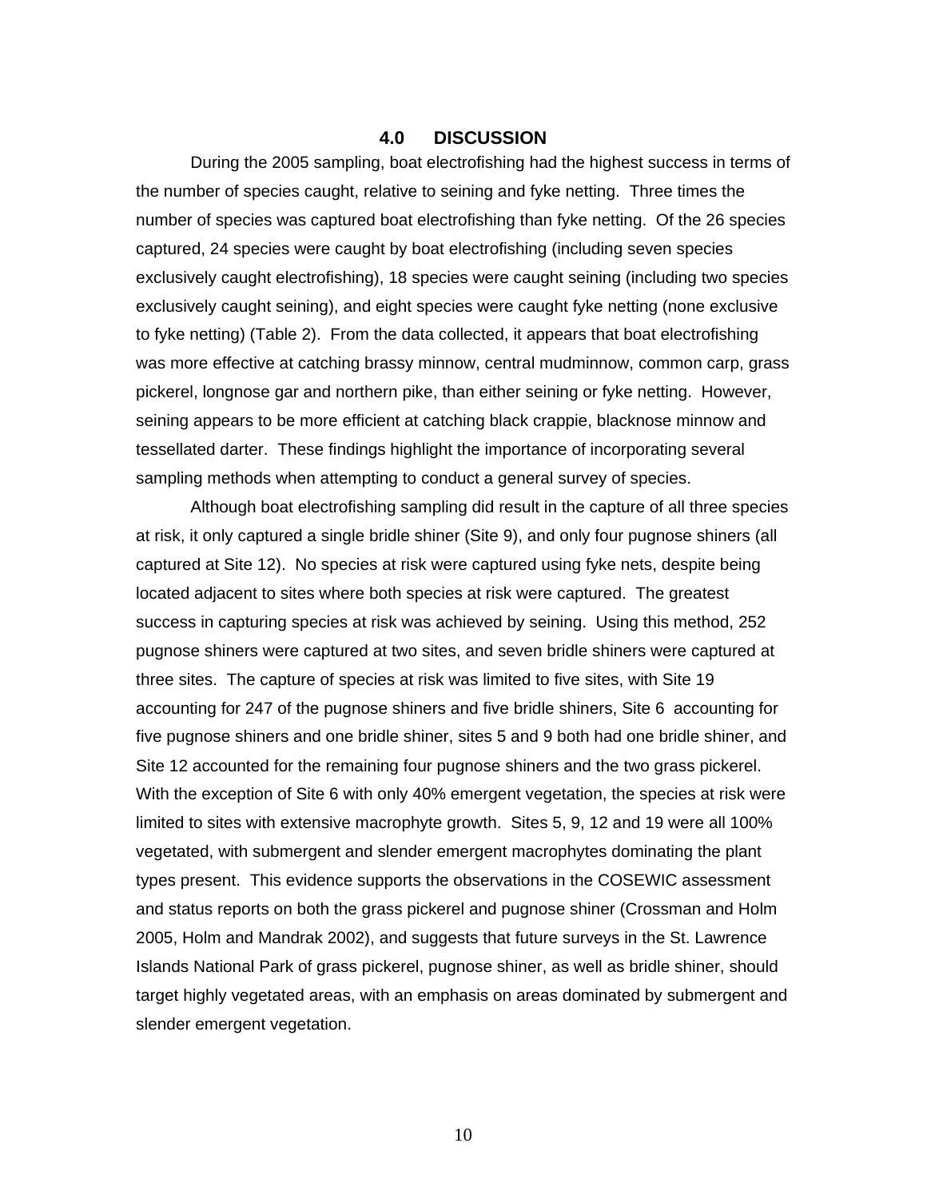## 4.0 DISCUSSION

During the 2005 sampling, boat electrofishing had the highest success in terms of the number of species caught, relative to seining and fyke netting. Three times the number of species was captured boat electrofishing than fyke netting. Of the 26 species captured, 24 species were caught by boat electrofishing (including seven species exclusively caught electrofishing), 18 species were caught seining (including two species exclusively caught seining), and eight species were caught fyke netting (none exclusive to fyke netting) (Table 2). From the data collected, it appears that boat electrofishing was more effective at catching brassy minnow, central mudminnow, common carp, grass pickerel, longnose gar and northern pike, than either seining or fyke netting. However, seining appears to be more efficient at catching black crappie, blacknose minnow and tessellated darter. These findings highlight the importance of incorporating several sampling methods when attempting to conduct a general survey of species.

Although boat electrofishing sampling did result in the capture of all three species at risk, it only captured a single bridle shiner (Site 9), and only four pugnose shiners (all captured at Site 12). No species at risk were captured using fyke nets, despite being located adjacent to sites where both species at risk were captured. The greatest success in capturing species at risk was achieved by seining. Using this method, 252 pugnose shiners were captured at two sites, and seven bridle shiners were captured at three sites. The capture of species at risk was limited to five sites, with Site 19 accounting for 247 of the pugnose shiners and five bridle shiners, Site 6 accounting for five pugnose shiners and one bridle shiner, sites 5 and 9 both had one bridle shiner, and Site 12 accounted for the remaining four pugnose shiners and the two grass pickerel. With the exception of Site 6 with only 40% emergent vegetation, the species at risk were limited to sites with extensive macrophyte growth. Sites 5, 9, 12 and 19 were all 100% vegetated, with submergent and slender emergent macrophytes dominating the plant types present. This evidence supports the observations in the COSEWIC assessment and status reports on both the grass pickerel and pugnose shiner (Crossman and Holm 2005, Holm and Mandrak 2002), and suggests that future surveys in the St. Lawrence Islands National Park of grass pickerel, pugnose shiner, as well as bridle shiner, should target highly vegetated areas, with an emphasis on areas dominated by submergent and slender emergent vegetation.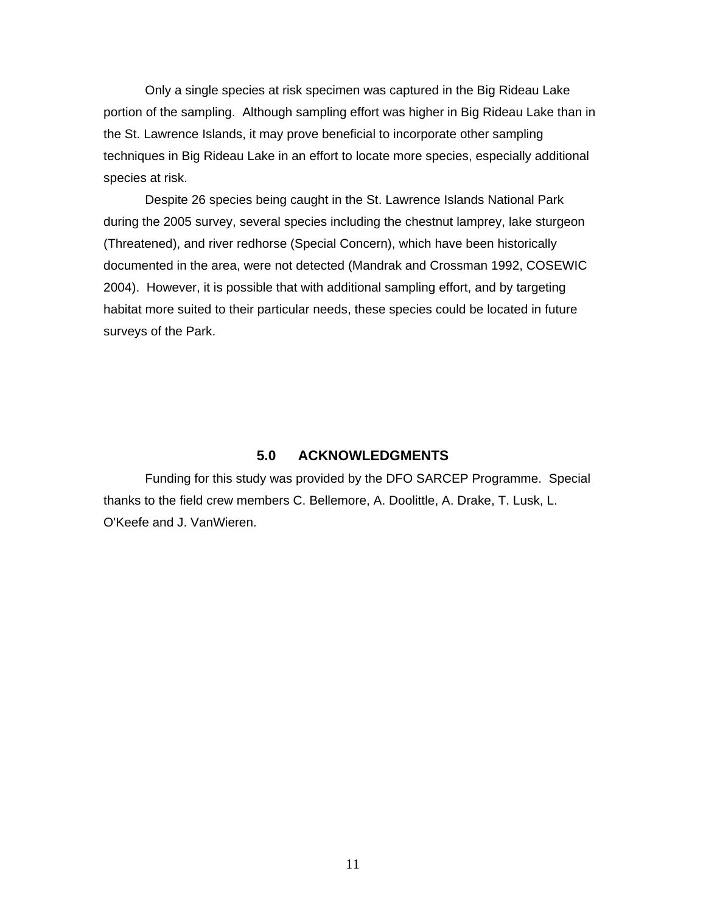Only a single species at risk specimen was captured in the Big Rideau Lake portion of the sampling. Although sampling effort was higher in Big Rideau Lake than in the St. Lawrence Islands, it may prove beneficial to incorporate other sampling techniques in Big Rideau Lake in an effort to locate more species, especially additional species at risk.

Despite 26 species being caught in the St. Lawrence Islands National Park during the 2005 survey, several species including the chestnut lamprey, lake sturgeon (Threatened), and river redhorse (Special Concern), which have been historically documented in the area, were not detected (Mandrak and Crossman 1992, COSEWIC 2004). However, it is possible that with additional sampling effort, and by targeting habitat more suited to their particular needs, these species could be located in future surveys of the Park.

## 5.0 ACKNOWLEDGMENTS

Funding for this study was provided by the DFO SARCEP Programme. Special thanks to the field crew members C. Bellemore, A. Doolittle, A. Drake, T. Lusk, L. O'Keefe and J. VanWieren.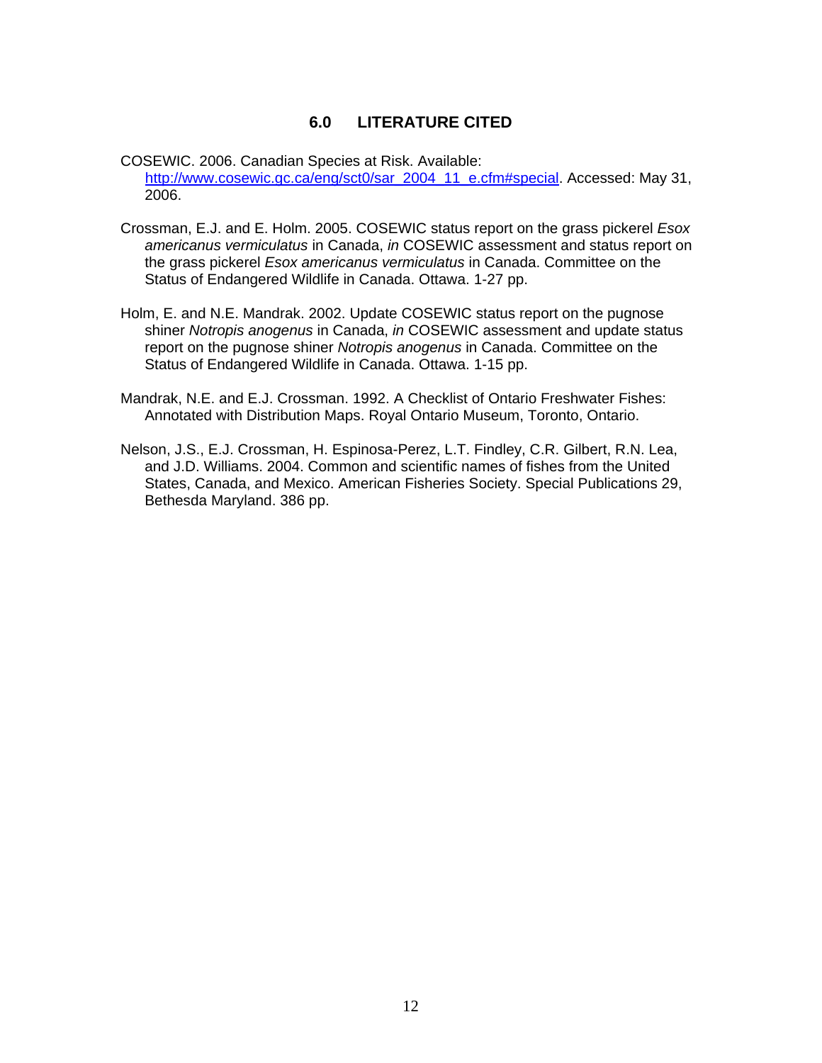## 6.0 LITERATURE CITED

COSEWIC. 2006. Canadian Species at Risk. Available: [http://www.cosewic.gc.ca/eng/sct0/sar_2004_11_e.cfm#special](http://www.cosewic.gc.ca/eng/sct0/sar_2004_11_e.cfm#special). Accessed: May 31, 2006.

Crossman, E.J. and E. Holm. 2005. COSEWIC status report on the grass pickerel *Esox americanus vermiculatus* in Canada, *in* COSEWIC assessment and status report on the grass pickerel *Esox americanus vermiculatus* in Canada. Committee on the Status of Endangered Wildlife in Canada. Ottawa. 1-27 pp.

Holm, E. and N.E. Mandrak. 2002. Update COSEWIC status report on the pugnose shiner *Notropis anogenus* in Canada, *in* COSEWIC assessment and update status report on the pugnose shiner *Notropis anogenus* in Canada. Committee on the Status of Endangered Wildlife in Canada. Ottawa. 1-15 pp.

Mandrak, N.E. and E.J. Crossman. 1992. A Checklist of Ontario Freshwater Fishes: Annotated with Distribution Maps. Royal Ontario Museum, Toronto, Ontario.

Nelson, J.S., E.J. Crossman, H. Espinosa-Perez, L.T. Findley, C.R. Gilbert, R.N. Lea, and J.D. Williams. 2004. Common and scientific names of fishes from the United States, Canada, and Mexico. American Fisheries Society. Special Publications 29, Bethesda Maryland. 386 pp.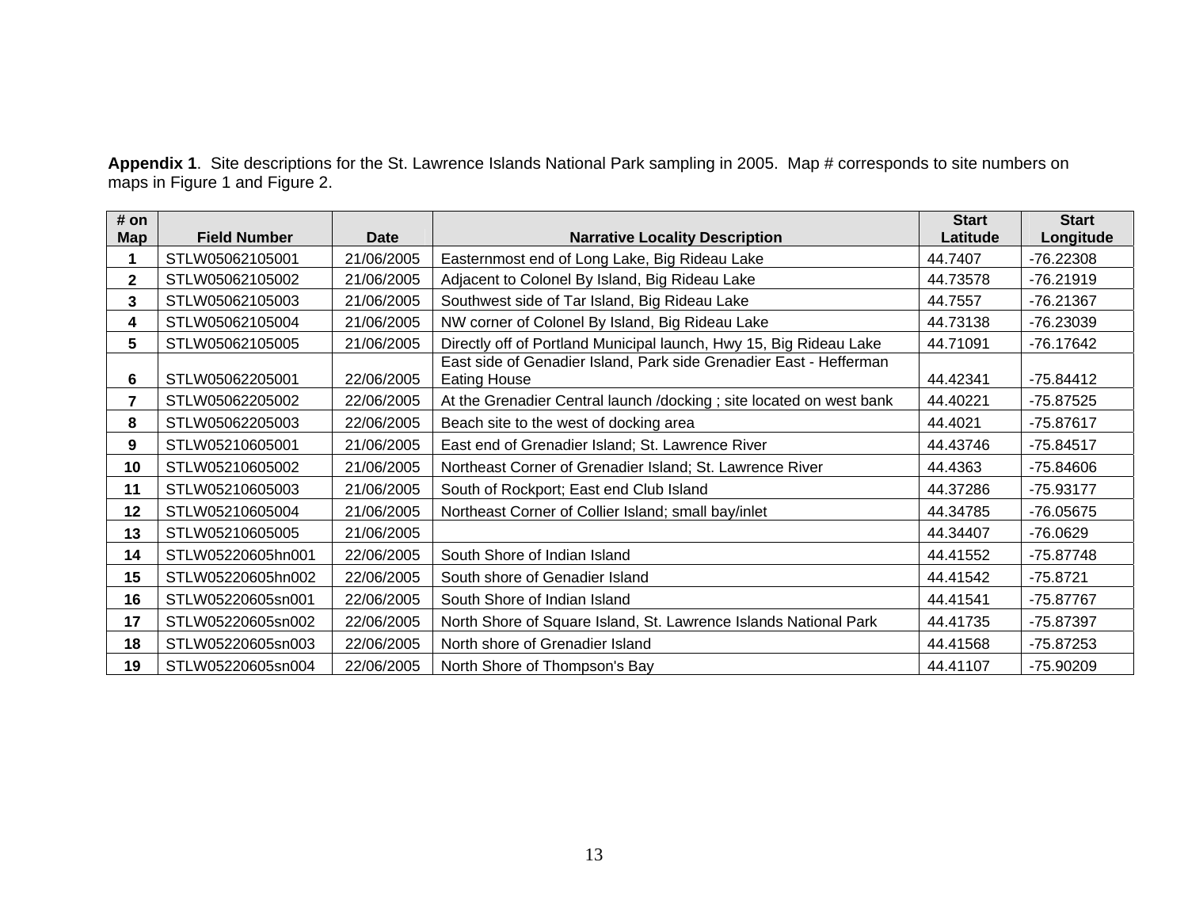**Appendix 1**. Site descriptions for the St. Lawrence Islands National Park sampling in 2005. Map # corresponds to site numbers on maps in Figure 1 and Figure 2.

| # on Map | Field Number | Date | Narrative Locality Description | Start Latitude | Start Longitude |
|---|---|---|---|---|---|
| 1 | STLW05062105001 | 21/06/2005 | Easternmost end of Long Lake, Big Rideau Lake | 44.7407 | -76.22308 |
| 2 | STLW05062105002 | 21/06/2005 | Adjacent to Colonel By Island, Big Rideau Lake | 44.73578 | -76.21919 |
| 3 | STLW05062105003 | 21/06/2005 | Southwest side of Tar Island, Big Rideau Lake | 44.7557 | -76.21367 |
| 4 | STLW05062105004 | 21/06/2005 | NW corner of Colonel By Island, Big Rideau Lake | 44.73138 | -76.23039 |
| 5 | STLW05062105005 | 21/06/2005 | Directly off of Portland Municipal launch, Hwy 15, Big Rideau Lake | 44.71091 | -76.17642 |
| 6 | STLW05062205001 | 22/06/2005 | East side of Genadier Island, Park side Grenadier East - Hefferman Eating House | 44.42341 | -75.84412 |
| 7 | STLW05062205002 | 22/06/2005 | At the Grenadier Central launch /docking ; site located on west bank | 44.40221 | -75.87525 |
| 8 | STLW05062205003 | 22/06/2005 | Beach site to the west of docking area | 44.4021 | -75.87617 |
| 9 | STLW05210605001 | 21/06/2005 | East end of Grenadier Island; St. Lawrence River | 44.43746 | -75.84517 |
| 10 | STLW05210605002 | 21/06/2005 | Northeast Corner of Grenadier Island; St. Lawrence River | 44.4363 | -75.84606 |
| 11 | STLW05210605003 | 21/06/2005 | South of Rockport; East end Club Island | 44.37286 | -75.93177 |
| 12 | STLW05210605004 | 21/06/2005 | Northeast Corner of Collier Island; small bay/inlet | 44.34785 | -76.05675 |
| 13 | STLW05210605005 | 21/06/2005 | | 44.34407 | -76.0629 |
| 14 | STLW05220605hn001 | 22/06/2005 | South Shore of Indian Island | 44.41552 | -75.87748 |
| 15 | STLW05220605hn002 | 22/06/2005 | South shore of Genadier Island | 44.41542 | -75.8721 |
| 16 | STLW05220605sn001 | 22/06/2005 | South Shore of Indian Island | 44.41541 | -75.87767 |
| 17 | STLW05220605sn002 | 22/06/2005 | North Shore of Square Island, St. Lawrence Islands National Park | 44.41735 | -75.87397 |
| 18 | STLW05220605sn003 | 22/06/2005 | North shore of Grenadier Island | 44.41568 | -75.87253 |
| 19 | STLW05220605sn004 | 22/06/2005 | North Shore of Thompson's Bay | 44.41107 | -75.90209 |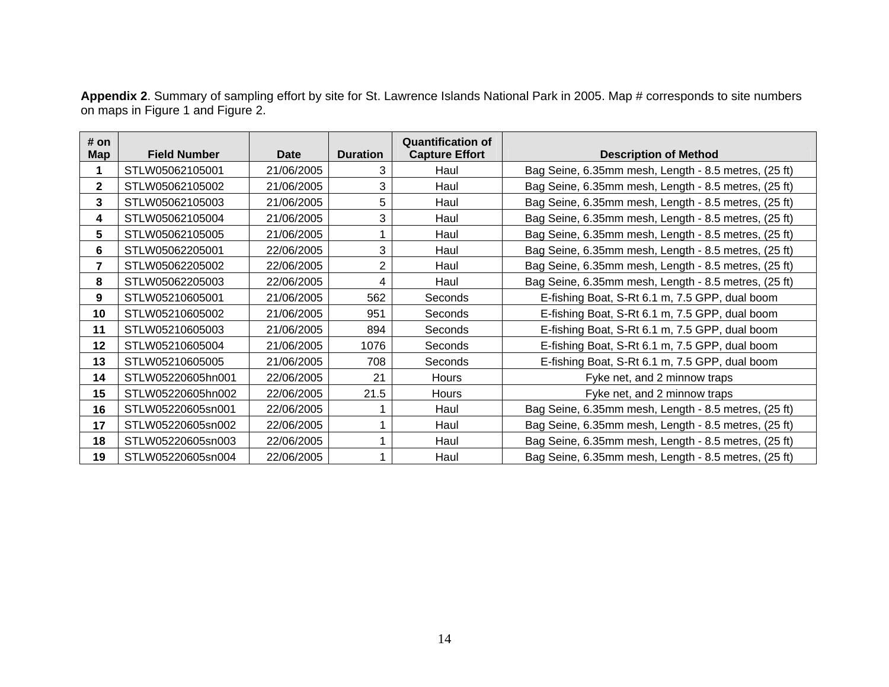**Appendix 2**. Summary of sampling effort by site for St. Lawrence Islands National Park in 2005. Map # corresponds to site numbers on maps in Figure 1 and Figure 2.

| # on Map | Field Number | Date | Duration | Quantification of Capture Effort | Description of Method |
|---|---|---|---|---|---|
| **1** | STLW05062105001 | 21/06/2005 | 3 | Haul | Bag Seine, 6.35mm mesh, Length - 8.5 metres, (25 ft) |
| **2** | STLW05062105002 | 21/06/2005 | 3 | Haul | Bag Seine, 6.35mm mesh, Length - 8.5 metres, (25 ft) |
| **3** | STLW05062105003 | 21/06/2005 | 5 | Haul | Bag Seine, 6.35mm mesh, Length - 8.5 metres, (25 ft) |
| **4** | STLW05062105004 | 21/06/2005 | 3 | Haul | Bag Seine, 6.35mm mesh, Length - 8.5 metres, (25 ft) |
| **5** | STLW05062105005 | 21/06/2005 | 1 | Haul | Bag Seine, 6.35mm mesh, Length - 8.5 metres, (25 ft) |
| **6** | STLW05062205001 | 22/06/2005 | 3 | Haul | Bag Seine, 6.35mm mesh, Length - 8.5 metres, (25 ft) |
| **7** | STLW05062205002 | 22/06/2005 | 2 | Haul | Bag Seine, 6.35mm mesh, Length - 8.5 metres, (25 ft) |
| **8** | STLW05062205003 | 22/06/2005 | 4 | Haul | Bag Seine, 6.35mm mesh, Length - 8.5 metres, (25 ft) |
| **9** | STLW05210605001 | 21/06/2005 | 562 | Seconds | E-fishing Boat, S-Rt 6.1 m, 7.5 GPP, dual boom |
| **10** | STLW05210605002 | 21/06/2005 | 951 | Seconds | E-fishing Boat, S-Rt 6.1 m, 7.5 GPP, dual boom |
| **11** | STLW05210605003 | 21/06/2005 | 894 | Seconds | E-fishing Boat, S-Rt 6.1 m, 7.5 GPP, dual boom |
| **12** | STLW05210605004 | 21/06/2005 | 1076 | Seconds | E-fishing Boat, S-Rt 6.1 m, 7.5 GPP, dual boom |
| **13** | STLW05210605005 | 21/06/2005 | 708 | Seconds | E-fishing Boat, S-Rt 6.1 m, 7.5 GPP, dual boom |
| **14** | STLW05220605hn001 | 22/06/2005 | 21 | Hours | Fyke net, and 2 minnow traps |
| **15** | STLW05220605hn002 | 22/06/2005 | 21.5 | Hours | Fyke net, and 2 minnow traps |
| **16** | STLW05220605sn001 | 22/06/2005 | 1 | Haul | Bag Seine, 6.35mm mesh, Length - 8.5 metres, (25 ft) |
| **17** | STLW05220605sn002 | 22/06/2005 | 1 | Haul | Bag Seine, 6.35mm mesh, Length - 8.5 metres, (25 ft) |
| **18** | STLW05220605sn003 | 22/06/2005 | 1 | Haul | Bag Seine, 6.35mm mesh, Length - 8.5 metres, (25 ft) |
| **19** | STLW05220605sn004 | 22/06/2005 | 1 | Haul | Bag Seine, 6.35mm mesh, Length - 8.5 metres, (25 ft) |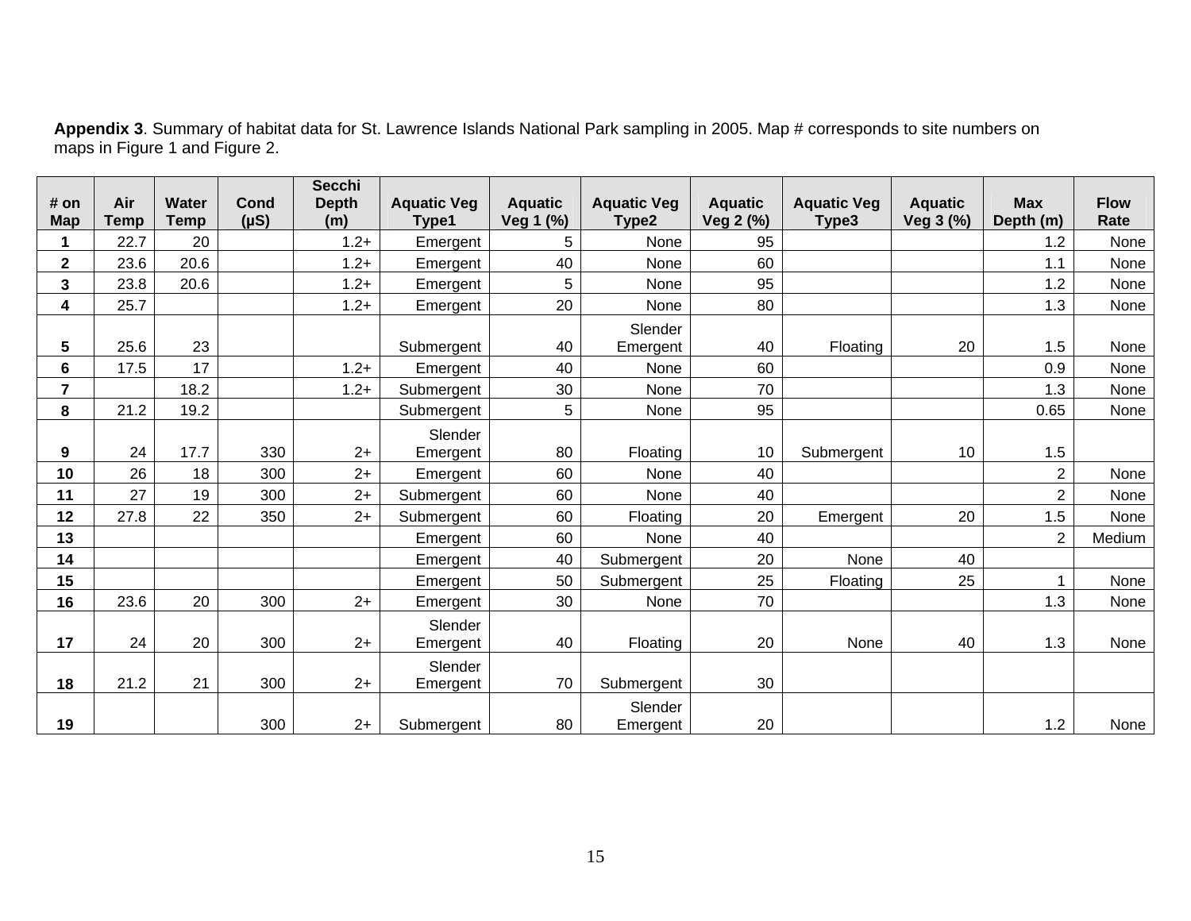**Appendix 3**. Summary of habitat data for St. Lawrence Islands National Park sampling in 2005. Map # corresponds to site numbers on maps in Figure 1 and Figure 2.

| # on Map | Air Temp | Water Temp | Cond (μS) | Secchi Depth (m) | Aquatic Veg Type1 | Aquatic Veg 1 (%) | Aquatic Veg Type2 | Aquatic Veg 2 (%) | Aquatic Veg Type3 | Aquatic Veg 3 (%) | Max Depth (m) | Flow Rate |
|---|---|---|---|---|---|---|---|---|---|---|---|---|
| **1** | 22.7 | 20 | | 1.2+ | Emergent | 5 | None | 95 | | | 1.2 | None |
| **2** | 23.6 | 20.6 | | 1.2+ | Emergent | 40 | None | 60 | | | 1.1 | None |
| **3** | 23.8 | 20.6 | | 1.2+ | Emergent | 5 | None | 95 | | | 1.2 | None |
| **4** | 25.7 | | | 1.2+ | Emergent | 20 | None | 80 | | | 1.3 | None |
| **5** | 25.6 | 23 | | | Submergent | 40 | Slender Emergent | 40 | Floating | 20 | 1.5 | None |
| **6** | 17.5 | 17 | | 1.2+ | Emergent | 40 | None | 60 | | | 0.9 | None |
| **7** | | 18.2 | | 1.2+ | Submergent | 30 | None | 70 | | | 1.3 | None |
| **8** | 21.2 | 19.2 | | | Submergent | 5 | None | 95 | | | 0.65 | None |
| **9** | 24 | 17.7 | 330 | 2+ | Slender Emergent | 80 | Floating | 10 | Submergent | 10 | 1.5 | |
| **10** | 26 | 18 | 300 | 2+ | Emergent | 60 | None | 40 | | | 2 | None |
| **11** | 27 | 19 | 300 | 2+ | Submergent | 60 | None | 40 | | | 2 | None |
| **12** | 27.8 | 22 | 350 | 2+ | Submergent | 60 | Floating | 20 | Emergent | 20 | 1.5 | None |
| **13** | | | | | Emergent | 60 | None | 40 | | | 2 | Medium |
| **14** | | | | | Emergent | 40 | Submergent | 20 | None | 40 | | |
| **15** | | | | | Emergent | 50 | Submergent | 25 | Floating | 25 | 1 | None |
| **16** | 23.6 | 20 | 300 | 2+ | Emergent | 30 | None | 70 | | | 1.3 | None |
| **17** | 24 | 20 | 300 | 2+ | Slender Emergent | 40 | Floating | 20 | None | 40 | 1.3 | None |
| **18** | 21.2 | 21 | 300 | 2+ | Slender Emergent | 70 | Submergent | 30 | | | | |
| **19** | | | 300 | 2+ | Submergent | 80 | Slender Emergent | 20 | | | 1.2 | None |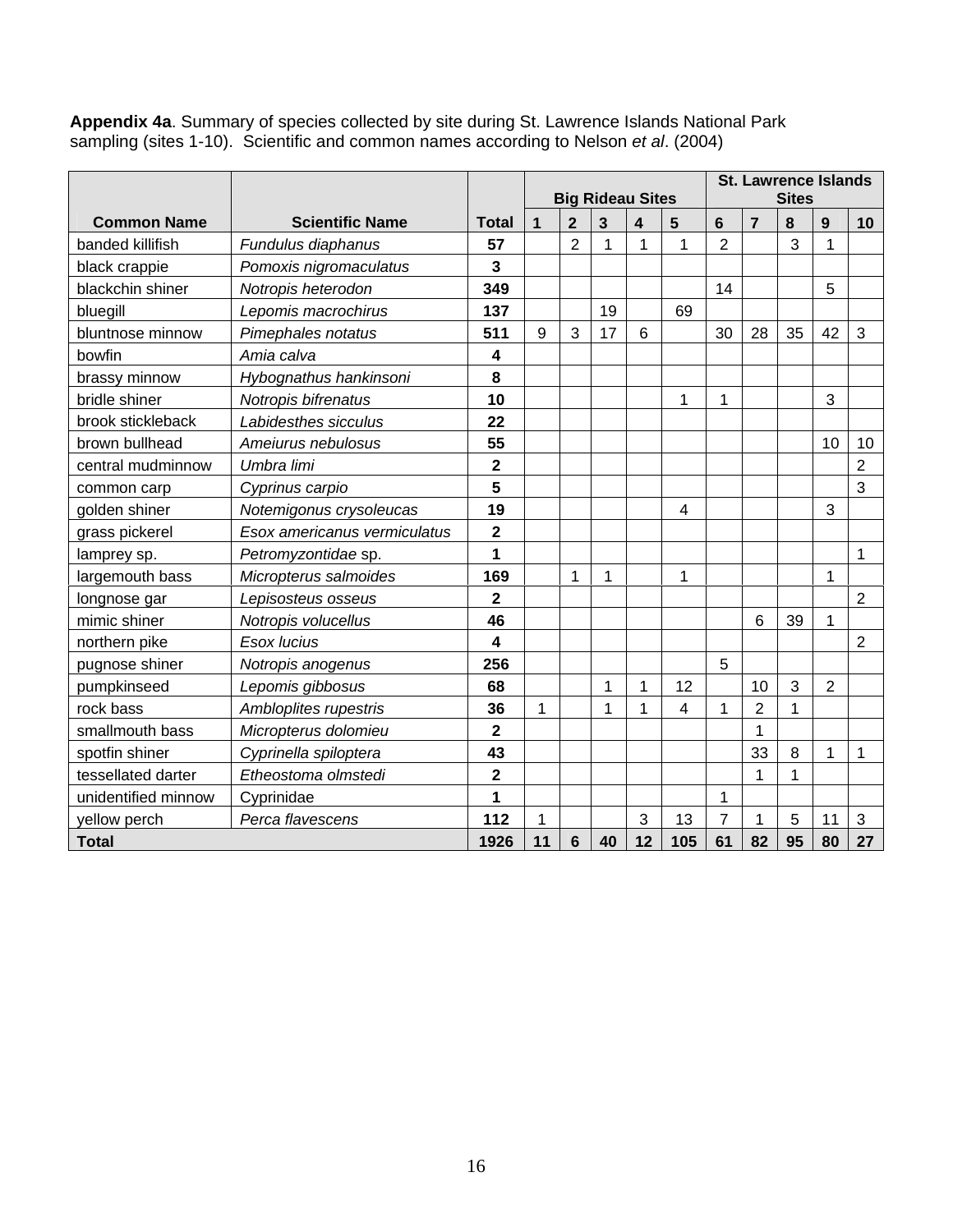**Appendix 4a**. Summary of species collected by site during St. Lawrence Islands National Park sampling (sites 1-10). Scientific and common names according to Nelson *et al*. (2004)

| Common Name | Scientific Name | Total | Big Rideau Sites | | | | | St. Lawrence Islands Sites | | | | |
|---|---|---|---|---|---|---|---|---|---|---|---|---|
| | | | 1 | 2 | 3 | 4 | 5 | 6 | 7 | 8 | 9 | 10 |
| banded killifish | *Fundulus diaphanus* | **57** | | 2 | 1 | 1 | 1 | 2 | | 3 | 1 | |
| black crappie | *Pomoxis nigromaculatus* | **3** | | | | | | | | | | |
| blackchin shiner | *Notropis heterodon* | **349** | | | | | | 14 | | | 5 | |
| bluegill | *Lepomis macrochirus* | **137** | | | 19 | | 69 | | | | | |
| bluntnose minnow | *Pimephales notatus* | **511** | 9 | 3 | 17 | 6 | | 30 | 28 | 35 | 42 | 3 |
| bowfin | *Amia calva* | **4** | | | | | | | | | | |
| brassy minnow | *Hybognathus hankinsoni* | **8** | | | | | | | | | | |
| bridle shiner | *Notropis bifrenatus* | **10** | | | | | 1 | 1 | | | 3 | |
| brook stickleback | *Labidesthes sicculus* | **22** | | | | | | | | | | |
| brown bullhead | *Ameiurus nebulosus* | **55** | | | | | | | | | 10 | 10 |
| central mudminnow | *Umbra limi* | **2** | | | | | | | | | | 2 |
| common carp | *Cyprinus carpio* | **5** | | | | | | | | | | 3 |
| golden shiner | *Notemigonus crysoleucas* | **19** | | | | | 4 | | | | 3 | |
| grass pickerel | *Esox americanus vermiculatus* | **2** | | | | | | | | | | |
| lamprey sp. | *Petromyzontidae* sp. | **1** | | | | | | | | | | 1 |
| largemouth bass | *Micropterus salmoides* | **169** | | 1 | 1 | | 1 | | | | 1 | |
| longnose gar | *Lepisosteus osseus* | **2** | | | | | | | | | | 2 |
| mimic shiner | *Notropis volucellus* | **46** | | | | | | | 6 | 39 | 1 | |
| northern pike | *Esox lucius* | **4** | | | | | | | | | | 2 |
| pugnose shiner | *Notropis anogenus* | **256** | | | | | | 5 | | | | |
| pumpkinseed | *Lepomis gibbosus* | **68** | | | 1 | 1 | 12 | | 10 | 3 | 2 | |
| rock bass | *Ambloplites rupestris* | **36** | 1 | | 1 | 1 | 4 | 1 | 2 | 1 | | |
| smallmouth bass | *Micropterus dolomieu* | **2** | | | | | | | 1 | | | |
| spotfin shiner | *Cyprinella spiloptera* | **43** | | | | | | | 33 | 8 | 1 | 1 |
| tessellated darter | *Etheostoma olmstedi* | **2** | | | | | | | 1 | 1 | | |
| unidentified minnow | Cyprinidae | **1** | | | | | | 1 | | | | |
| yellow perch | *Perca flavescens* | **112** | 1 | | | 3 | 13 | 7 | 1 | 5 | 11 | 3 |
| **Total** | | **1926** | **11** | **6** | **40** | **12** | **105** | **61** | **82** | **95** | **80** | **27** |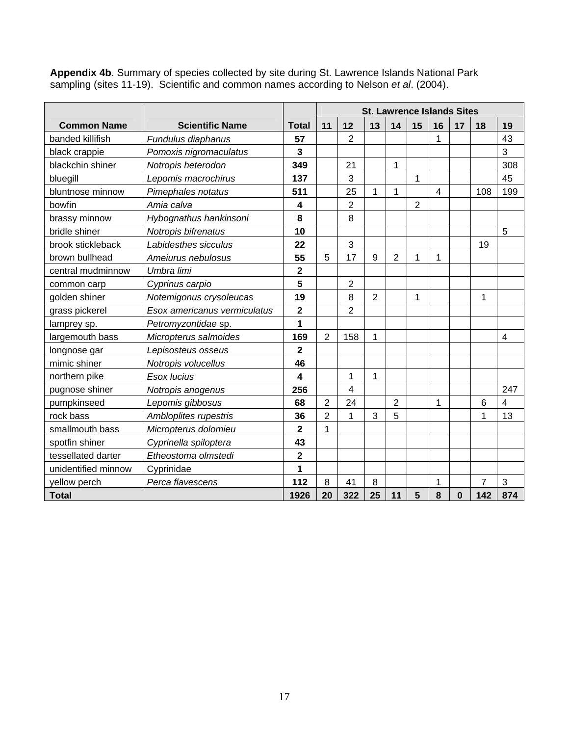**Appendix 4b**. Summary of species collected by site during St. Lawrence Islands National Park sampling (sites 11-19). Scientific and common names according to Nelson *et al*. (2004).

| Common Name | Scientific Name | Total | St. Lawrence Islands Sites | | | | | | | | |
|---|---|---|---|---|---|---|---|---|---|---|---|
| | | | 11 | 12 | 13 | 14 | 15 | 16 | 17 | 18 | 19 |
| banded killifish | *Fundulus diaphanus* | **57** | | 2 | | | | 1 | | | 43 |
| black crappie | *Pomoxis nigromaculatus* | **3** | | | | | | | | | 3 |
| blackchin shiner | *Notropis heterodon* | **349** | | 21 | | 1 | | | | | 308 |
| bluegill | *Lepomis macrochirus* | **137** | | 3 | | | 1 | | | | 45 |
| bluntnose minnow | *Pimephales notatus* | **511** | | 25 | 1 | 1 | | 4 | | 108 | 199 |
| bowfin | *Amia calva* | **4** | | 2 | | | 2 | | | | |
| brassy minnow | *Hybognathus hankinsoni* | **8** | | 8 | | | | | | | |
| bridle shiner | *Notropis bifrenatus* | **10** | | | | | | | | | 5 |
| brook stickleback | *Labidesthes sicculus* | **22** | | 3 | | | | | | 19 | |
| brown bullhead | *Ameiurus nebulosus* | **55** | 5 | 17 | 9 | 2 | 1 | 1 | | | |
| central mudminnow | *Umbra limi* | **2** | | | | | | | | | |
| common carp | *Cyprinus carpio* | **5** | | 2 | | | | | | | |
| golden shiner | *Notemigonus crysoleucas* | **19** | | 8 | 2 | | 1 | | | 1 | |
| grass pickerel | *Esox americanus vermiculatus* | **2** | | 2 | | | | | | | |
| lamprey sp. | *Petromyzontidae* sp. | **1** | | | | | | | | | |
| largemouth bass | *Micropterus salmoides* | **169** | 2 | 158 | 1 | | | | | | 4 |
| longnose gar | *Lepisosteus osseus* | **2** | | | | | | | | | |
| mimic shiner | *Notropis volucellus* | **46** | | | | | | | | | |
| northern pike | *Esox lucius* | **4** | | 1 | 1 | | | | | | |
| pugnose shiner | *Notropis anogenus* | **256** | | 4 | | | | | | | 247 |
| pumpkinseed | *Lepomis gibbosus* | **68** | 2 | 24 | | 2 | | 1 | | 6 | 4 |
| rock bass | *Ambloplites rupestris* | **36** | 2 | 1 | 3 | 5 | | | | 1 | 13 |
| smallmouth bass | *Micropterus dolomieu* | **2** | 1 | | | | | | | | |
| spotfin shiner | *Cyprinella spiloptera* | **43** | | | | | | | | | |
| tessellated darter | *Etheostoma olmstedi* | **2** | | | | | | | | | |
| unidentified minnow | Cyprinidae | **1** | | | | | | | | | |
| yellow perch | *Perca flavescens* | **112** | 8 | 41 | 8 | | | 1 | | 7 | 3 |
| **Total** | | **1926** | **20** | **322** | **25** | **11** | **5** | **8** | **0** | **142** | **874** |